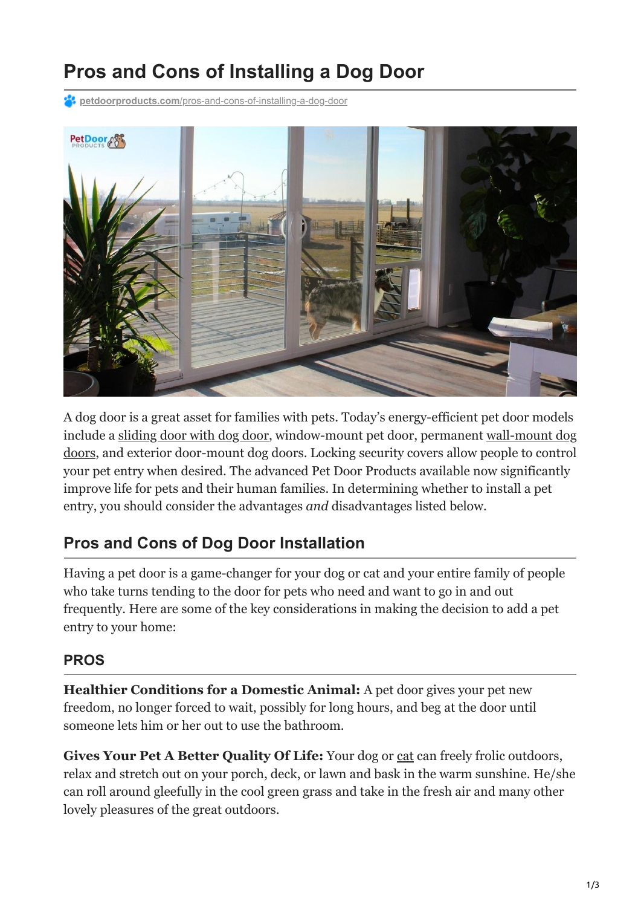# Pros and Cons of Installing a Dog Door

petdoorproducts.com/pros-and-cons-of-installing-a-dog-door

A dog door is a great asset for families with pets. Today's energy-efficient pet door models include a sliding door with dog door, window-mount pet door, permanent wall-mount dog doors, and exterior door-mount dog doors. Locking security covers allow people to control your pet entry when desired. The advanced Pet Door Products available now significantly improve life for pets and their human families. In determining whether to install a pet entry, you should consider the advantages *and* disadvantages listed below.

## Pros and Cons of Dog Door Installation

Having a pet door is a game-changer for your dog or cat and your entire family of people who take turns tending to the door for pets who need and want to go in and out frequently. Here are some of the key considerations in making the decision to add a pet entry to your home:

### PROS

**Healthier Conditions for a Domestic Animal:** A pet door gives your pet new freedom, no longer forced to wait, possibly for long hours, and beg at the door until someone lets him or her out to use the bathroom.

**Gives Your Pet A Better Quality Of Life:** Your dog or cat can freely frolic outdoors, relax and stretch out on your porch, deck, or lawn and bask in the warm sunshine. He/she can roll around gleefully in the cool green grass and take in the fresh air and many other lovely pleasures of the great outdoors.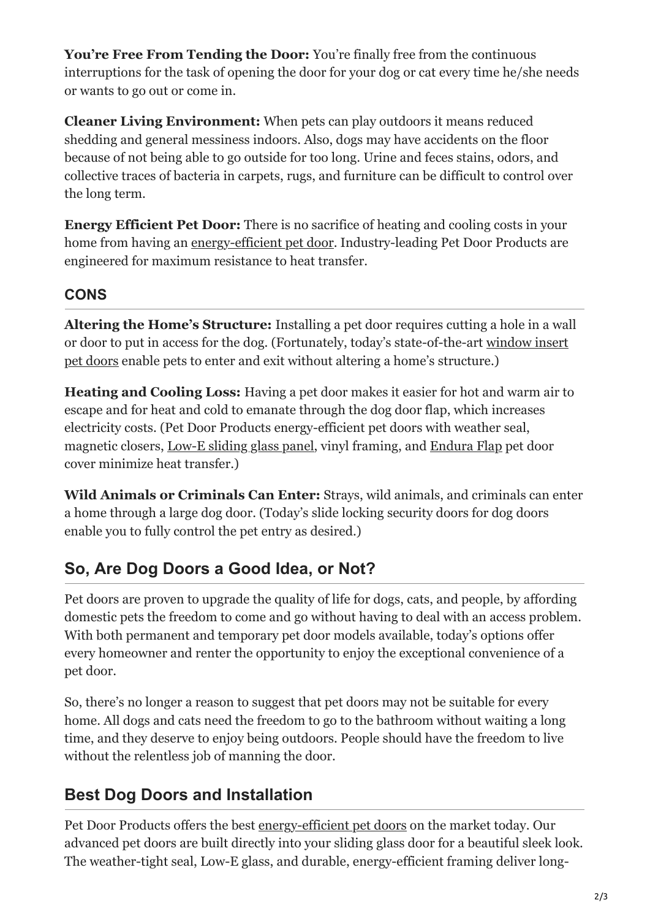**You're Free From Tending the Door:** You're finally free from the continuous interruptions for the task of opening the door for your dog or cat every time he/she needs or wants to go out or come in.

**Cleaner Living Environment:** When pets can play outdoors it means reduced shedding and general messiness indoors. Also, dogs may have accidents on the floor because of not being able to go outside for too long. Urine and feces stains, odors, and collective traces of bacteria in carpets, rugs, and furniture can be difficult to control over the long term.

**Energy Efficient Pet Door:** There is no sacrifice of heating and cooling costs in your home from having an energy-efficient pet door. Industry-leading Pet Door Products are engineered for maximum resistance to heat transfer.

### CONS

**Altering the Home's Structure:** Installing a pet door requires cutting a hole in a wall or door to put in access for the dog. (Fortunately, today's state-of-the-art window insert pet doors enable pets to enter and exit without altering a home's structure.)

**Heating and Cooling Loss:** Having a pet door makes it easier for hot and warm air to escape and for heat and cold to emanate through the dog door flap, which increases electricity costs. (Pet Door Products energy-efficient pet doors with weather seal, magnetic closers, Low-E sliding glass panel, vinyl framing, and Endura Flap pet door cover minimize heat transfer.)

**Wild Animals or Criminals Can Enter:** Strays, wild animals, and criminals can enter a home through a large dog door. (Today's slide locking security doors for dog doors enable you to fully control the pet entry as desired.)

## So, Are Dog Doors a Good Idea, or Not?

Pet doors are proven to upgrade the quality of life for dogs, cats, and people, by affording domestic pets the freedom to come and go without having to deal with an access problem. With both permanent and temporary pet door models available, today's options offer every homeowner and renter the opportunity to enjoy the exceptional convenience of a pet door.

So, there's no longer a reason to suggest that pet doors may not be suitable for every home. All dogs and cats need the freedom to go to the bathroom without waiting a long time, and they deserve to enjoy being outdoors. People should have the freedom to live without the relentless job of manning the door.

## Best Dog Doors and Installation

Pet Door Products offers the best energy-efficient pet doors on the market today. Our advanced pet doors are built directly into your sliding glass door for a beautiful sleek look. The weather-tight seal, Low-E glass, and durable, energy-efficient framing deliver long-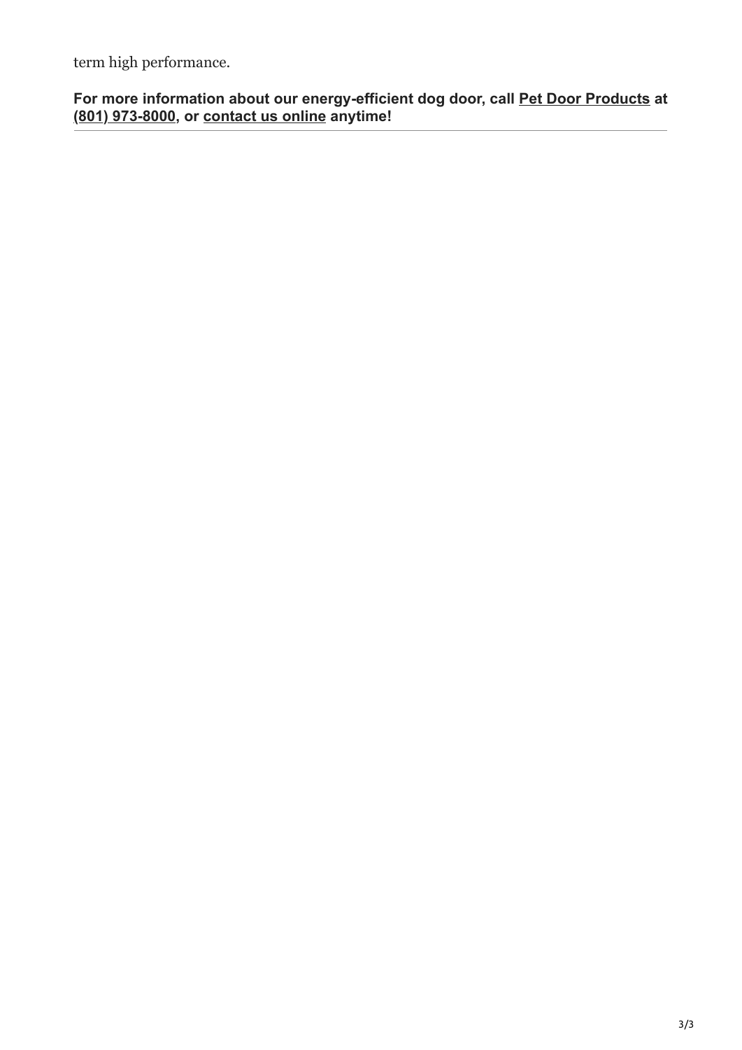term high performance.

**For more information about our energy-efficient dog door, call Pet Door Products at (801) 973-8000, or contact us online anytime!**